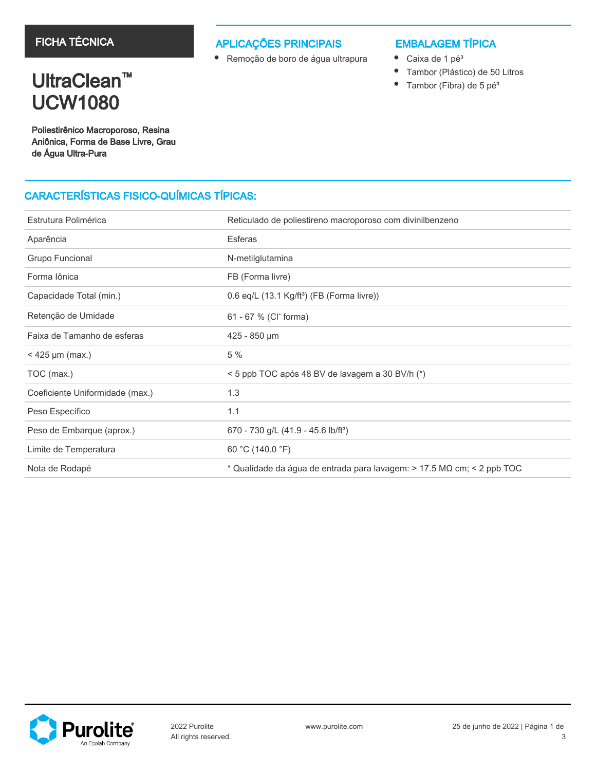FICHA TÉCNICA

# UltraClean™ UCW1080

**Poliestirênico Macroporoso, Resina Aniônica, Forma de Base Livre, Grau de Água Ultra-Pura**

## APLICAÇÕES PRINCIPAIS

- Remoção de boro de água ultrapura

## EMBALAGEM TÍPICA

- Caixa de 1 pé³
- Tambor (Plástico) de 50 Litros
- Tambor (Fibra) de 5 pé³

## CARACTERÍSTICAS FISICO-QUÍMICAS TÍPICAS:

| | |
|---|---|
| Estrutura Polimérica | Reticulado de poliestireno macroporoso com divinilbenzeno |
| Aparência | Esferas |
| Grupo Funcional | N-metilglutamina |
| Forma Iônica | FB (Forma livre) |
| Capacidade Total (min.) | 0.6 eq/L (13.1 Kg/ft³) (FB (Forma livre)) |
| Retenção de Umidade | 61 - 67 % ($Cl^-$ forma) |
| Faixa de Tamanho de esferas | 425 - 850 µm |
| < 425 µm (max.) | 5 % |
| TOC (max.) | < 5 ppb TOC após 48 BV de lavagem a 30 BV/h (*) |
| Coeficiente Uniformidade (max.) | 1.3 |
| Peso Específico | 1.1 |
| Peso de Embarque (aprox.) | 670 - 730 g/L (41.9 - 45.6 lb/ft³) |
| Limite de Temperatura | 60 °C (140.0 °F) |
| Nota de Rodapé | * Qualidade da água de entrada para lavagem: > 17.5 MΩ cm; < 2 ppb TOC |

2022 Purolite
All rights reserved.

www.purolite.com

25 de junho de 2022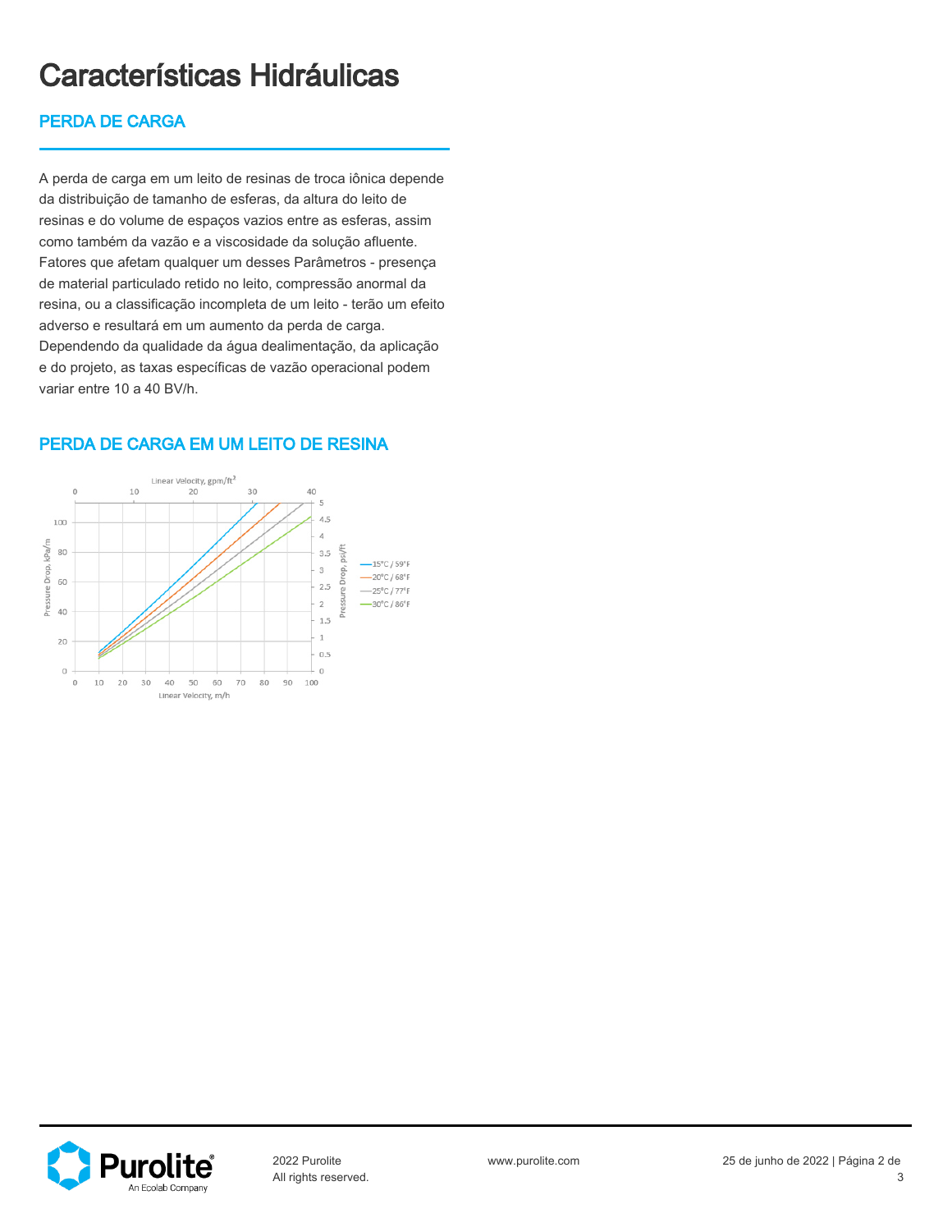# Características Hidráulicas

## PERDA DE CARGA

A perda de carga em um leito de resinas de troca iônica depende da distribuição de tamanho de esferas, da altura do leito de resinas e do volume de espaços vazios entre as esferas, assim como também da vazão e a viscosidade da solução afluente. Fatores que afetam qualquer um desses Parâmetros - presença de material particulado retido no leito, compressão anormal da resina, ou a classificação incompleta de um leito - terão um efeito adverso e resultará em um aumento da perda de carga. Dependendo da qualidade da água dealimentação, da aplicação e do projeto, as taxas específicas de vazão operacional podem variar entre 10 a 40 BV/h.

## PERDA DE CARGA EM UM LEITO DE RESINA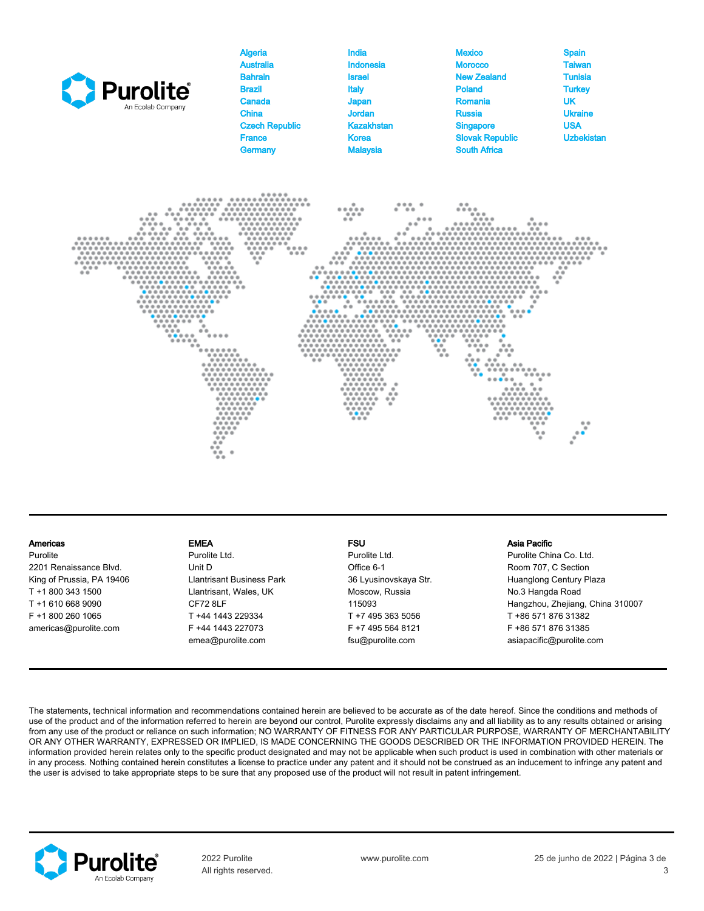Algeria
Australia
Bahrain
Brazil
Canada
China
Czech Republic
France
Germany
India
Indonesia
Israel
Italy
Japan
Jordan
Kazakhstan
Korea
Malaysia
Mexico
Morocco
New Zealand
Poland
Romania
Russia
Singapore
Slovak Republic
South Africa
Spain
Taiwan
Tunisia
Turkey
UK
Ukraine
USA
Uzbekistan

**Americas**
Purolite
2201 Renaissance Blvd.
King of Prussia, PA 19406
T +1 800 343 1500
T +1 610 668 9090
F +1 800 260 1065
americas@purolite.com

**EMEA**
Purolite Ltd.
Unit D
Llantrisant Business Park
Llantrisant, Wales, UK
CF72 8LF
T +44 1443 229334
F +44 1443 227073
emea@purolite.com

**FSU**
Purolite Ltd.
Office 6-1
36 Lyusinovskaya Str.
Moscow, Russia
115093
T +7 495 363 5056
F +7 495 564 8121
fsu@purolite.com

**Asia Pacific**
Purolite China Co. Ltd.
Room 707, C Section
Huanglong Century Plaza
No.3 Hangda Road
Hangzhou, Zhejiang, China 310007
T +86 571 876 31382
F +86 571 876 31385
asiapacific@purolite.com

The statements, technical information and recommendations contained herein are believed to be accurate as of the date hereof. Since the conditions and methods of use of the product and of the information referred to herein are beyond our control, Purolite expressly disclaims any and all liability as to any results obtained or arising from any use of the product or reliance on such information; NO WARRANTY OF FITNESS FOR ANY PARTICULAR PURPOSE, WARRANTY OF MERCHANTABILITY OR ANY OTHER WARRANTY, EXPRESSED OR IMPLIED, IS MADE CONCERNING THE GOODS DESCRIBED OR THE INFORMATION PROVIDED HEREIN. The information provided herein relates only to the specific product designated and may not be applicable when such product is used in combination with other materials or in any process. Nothing contained herein constitutes a license to practice under any patent and it should not be construed as an inducement to infringe any patent and the user is advised to take appropriate steps to be sure that any proposed use of the product will not result in patent infringement.

2022 Purolite
All rights reserved.

www.purolite.com

25 de junho de 2022